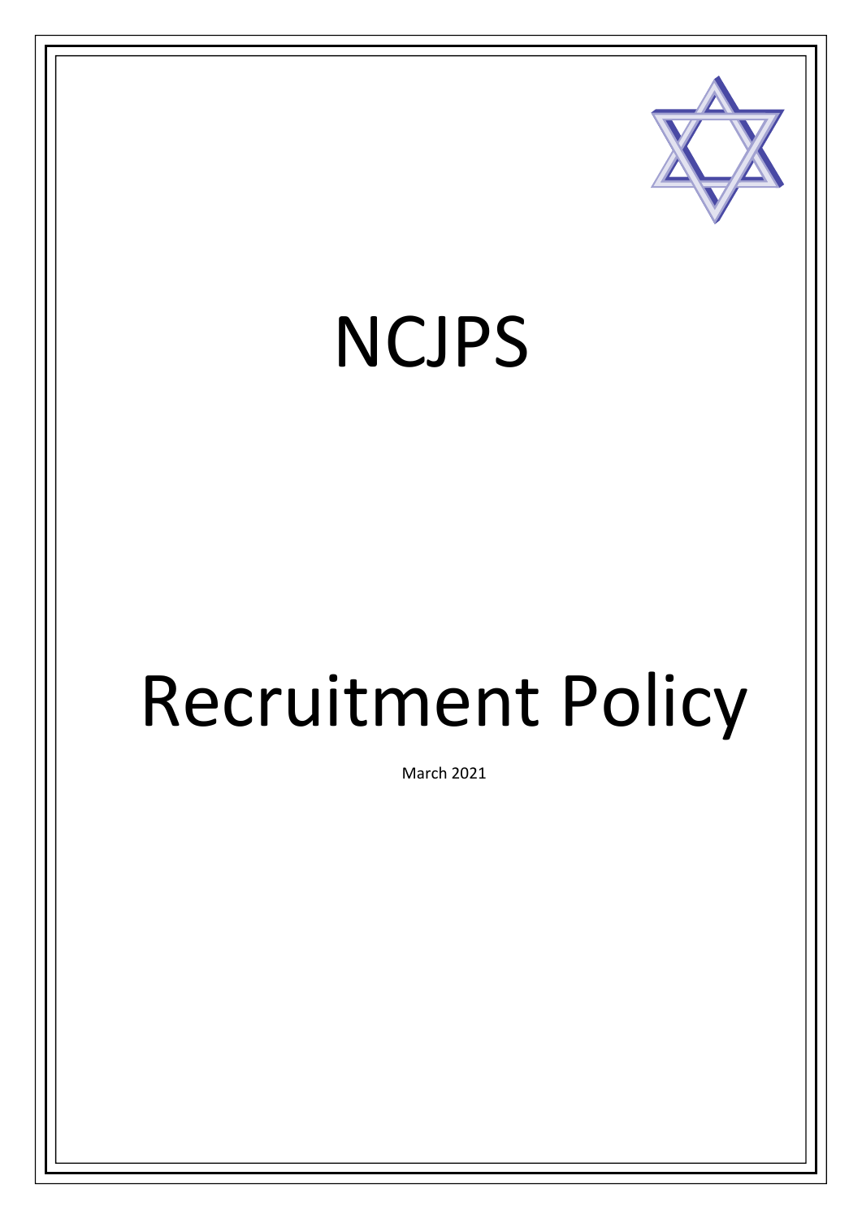# NCJPS

# Recruitment Policy

March 2021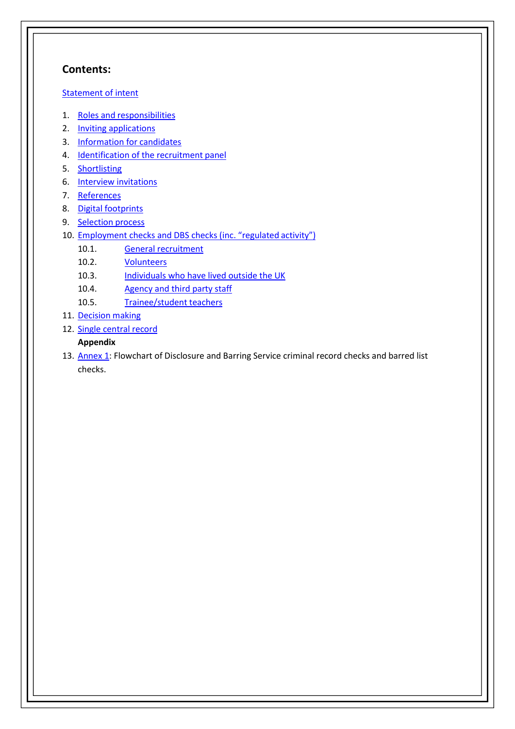## Contents:

Statement of intent

1. Roles and responsibilities
2. Inviting applications
3. Information for candidates
4. Identification of the recruitment panel
5. Shortlisting
6. Interview invitations
7. References
8. Digital footprints
9. Selection process
10. Employment checks and DBS checks (inc. "regulated activity")
    - 10.1. General recruitment
    - 10.2. Volunteers
    - 10.3. Individuals who have lived outside the UK
    - 10.4. Agency and third party staff
    - 10.5. Trainee/student teachers
11. Decision making
12. Single central record

    **Appendix**

13. Annex 1: Flowchart of Disclosure and Barring Service criminal record checks and barred list checks.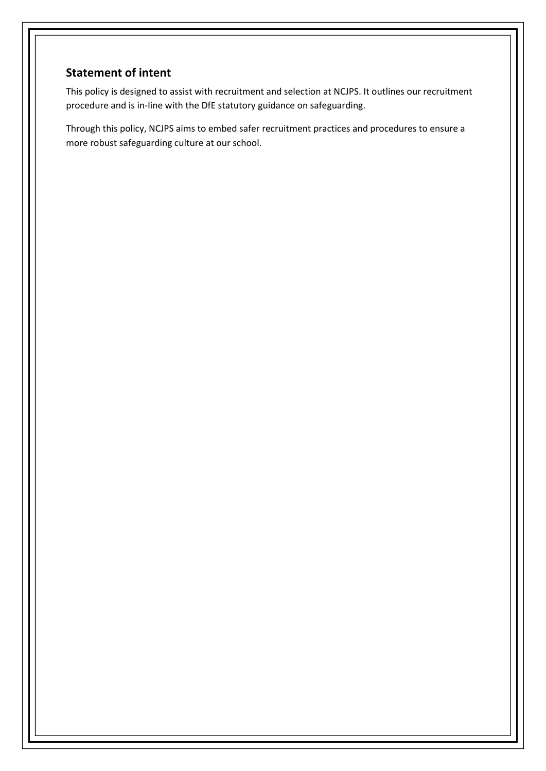## Statement of intent

This policy is designed to assist with recruitment and selection at NCJPS. It outlines our recruitment procedure and is in-line with the DfE statutory guidance on safeguarding.

Through this policy, NCJPS aims to embed safer recruitment practices and procedures to ensure a more robust safeguarding culture at our school.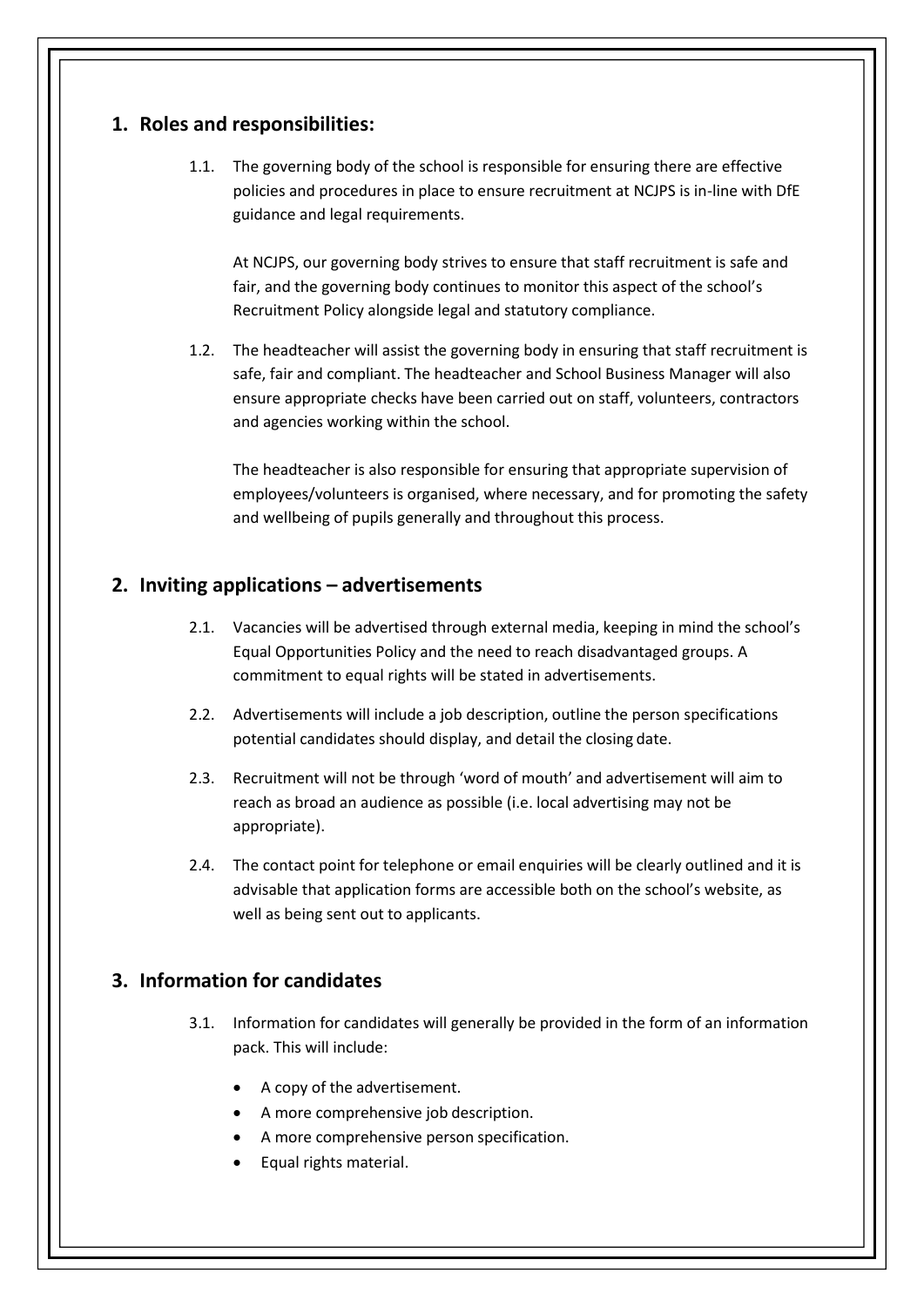## 1. Roles and responsibilities:

1.1. The governing body of the school is responsible for ensuring there are effective policies and procedures in place to ensure recruitment at NCJPS is in-line with DfE guidance and legal requirements.

At NCJPS, our governing body strives to ensure that staff recruitment is safe and fair, and the governing body continues to monitor this aspect of the school's Recruitment Policy alongside legal and statutory compliance.

1.2. The headteacher will assist the governing body in ensuring that staff recruitment is safe, fair and compliant. The headteacher and School Business Manager will also ensure appropriate checks have been carried out on staff, volunteers, contractors and agencies working within the school.

The headteacher is also responsible for ensuring that appropriate supervision of employees/volunteers is organised, where necessary, and for promoting the safety and wellbeing of pupils generally and throughout this process.

## 2. Inviting applications – advertisements

2.1. Vacancies will be advertised through external media, keeping in mind the school's Equal Opportunities Policy and the need to reach disadvantaged groups. A commitment to equal rights will be stated in advertisements.

2.2. Advertisements will include a job description, outline the person specifications potential candidates should display, and detail the closing date.

2.3. Recruitment will not be through 'word of mouth' and advertisement will aim to reach as broad an audience as possible (i.e. local advertising may not be appropriate).

2.4. The contact point for telephone or email enquiries will be clearly outlined and it is advisable that application forms are accessible both on the school's website, as well as being sent out to applicants.

## 3. Information for candidates

3.1. Information for candidates will generally be provided in the form of an information pack. This will include:

- A copy of the advertisement.
- A more comprehensive job description.
- A more comprehensive person specification.
- Equal rights material.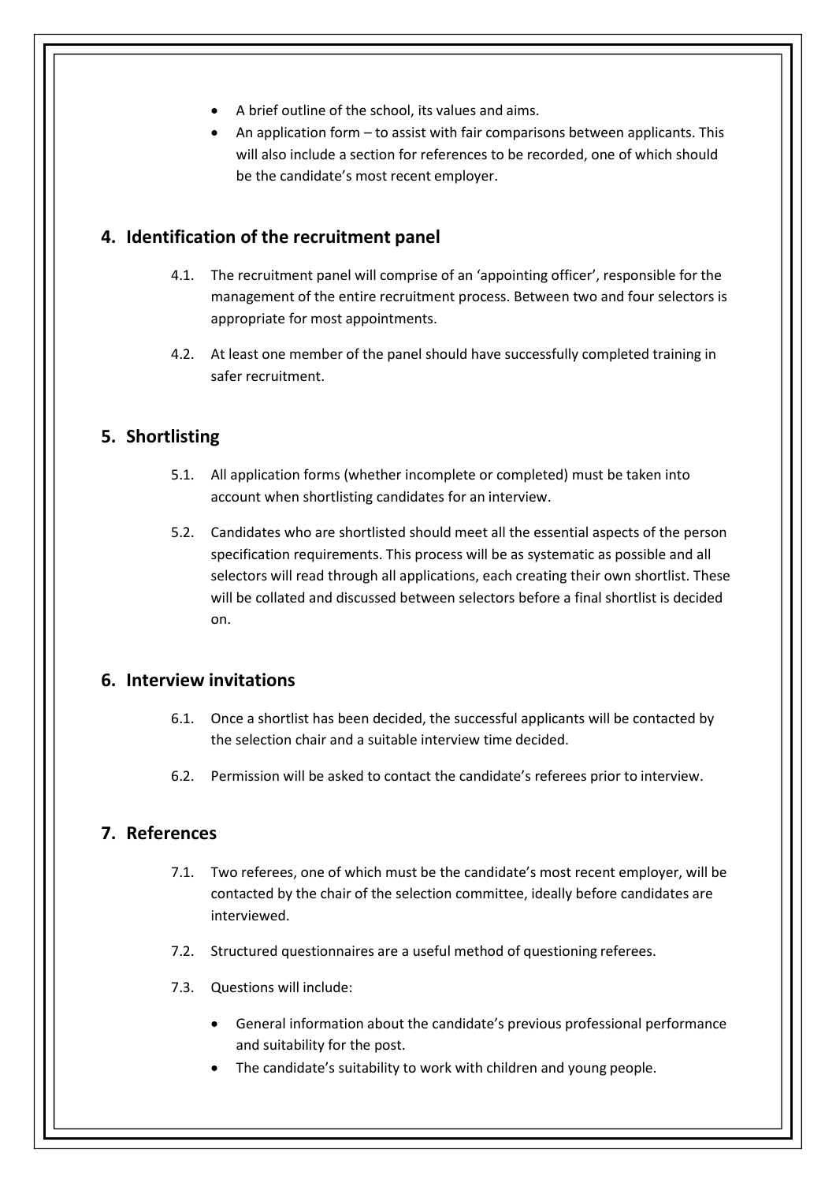- A brief outline of the school, its values and aims.
- An application form – to assist with fair comparisons between applicants. This will also include a section for references to be recorded, one of which should be the candidate's most recent employer.

## 4. Identification of the recruitment panel

4.1. The recruitment panel will comprise of an 'appointing officer', responsible for the management of the entire recruitment process. Between two and four selectors is appropriate for most appointments.

4.2. At least one member of the panel should have successfully completed training in safer recruitment.

## 5. Shortlisting

5.1. All application forms (whether incomplete or completed) must be taken into account when shortlisting candidates for an interview.

5.2. Candidates who are shortlisted should meet all the essential aspects of the person specification requirements. This process will be as systematic as possible and all selectors will read through all applications, each creating their own shortlist. These will be collated and discussed between selectors before a final shortlist is decided on.

## 6. Interview invitations

6.1. Once a shortlist has been decided, the successful applicants will be contacted by the selection chair and a suitable interview time decided.

6.2. Permission will be asked to contact the candidate's referees prior to interview.

## 7. References

7.1. Two referees, one of which must be the candidate's most recent employer, will be contacted by the chair of the selection committee, ideally before candidates are interviewed.

7.2. Structured questionnaires are a useful method of questioning referees.

7.3. Questions will include:

- General information about the candidate's previous professional performance and suitability for the post.
- The candidate's suitability to work with children and young people.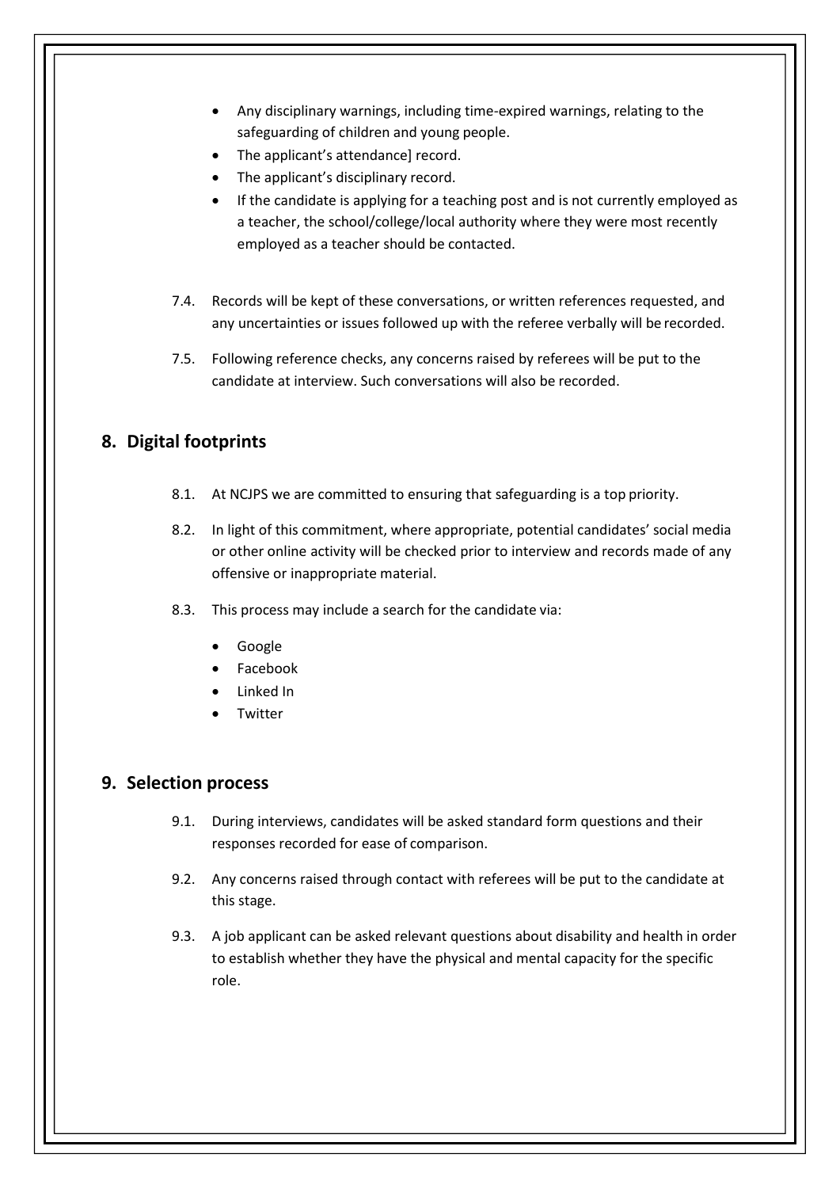- Any disciplinary warnings, including time-expired warnings, relating to the safeguarding of children and young people.
- The applicant's attendance] record.
- The applicant's disciplinary record.
- If the candidate is applying for a teaching post and is not currently employed as a teacher, the school/college/local authority where they were most recently employed as a teacher should be contacted.

7.4. Records will be kept of these conversations, or written references requested, and any uncertainties or issues followed up with the referee verbally will be recorded.

7.5. Following reference checks, any concerns raised by referees will be put to the candidate at interview. Such conversations will also be recorded.

## 8. Digital footprints

8.1. At NCJPS we are committed to ensuring that safeguarding is a top priority.

8.2. In light of this commitment, where appropriate, potential candidates' social media or other online activity will be checked prior to interview and records made of any offensive or inappropriate material.

8.3. This process may include a search for the candidate via:

- Google
- Facebook
- Linked In
- Twitter

## 9. Selection process

9.1. During interviews, candidates will be asked standard form questions and their responses recorded for ease of comparison.

9.2. Any concerns raised through contact with referees will be put to the candidate at this stage.

9.3. A job applicant can be asked relevant questions about disability and health in order to establish whether they have the physical and mental capacity for the specific role.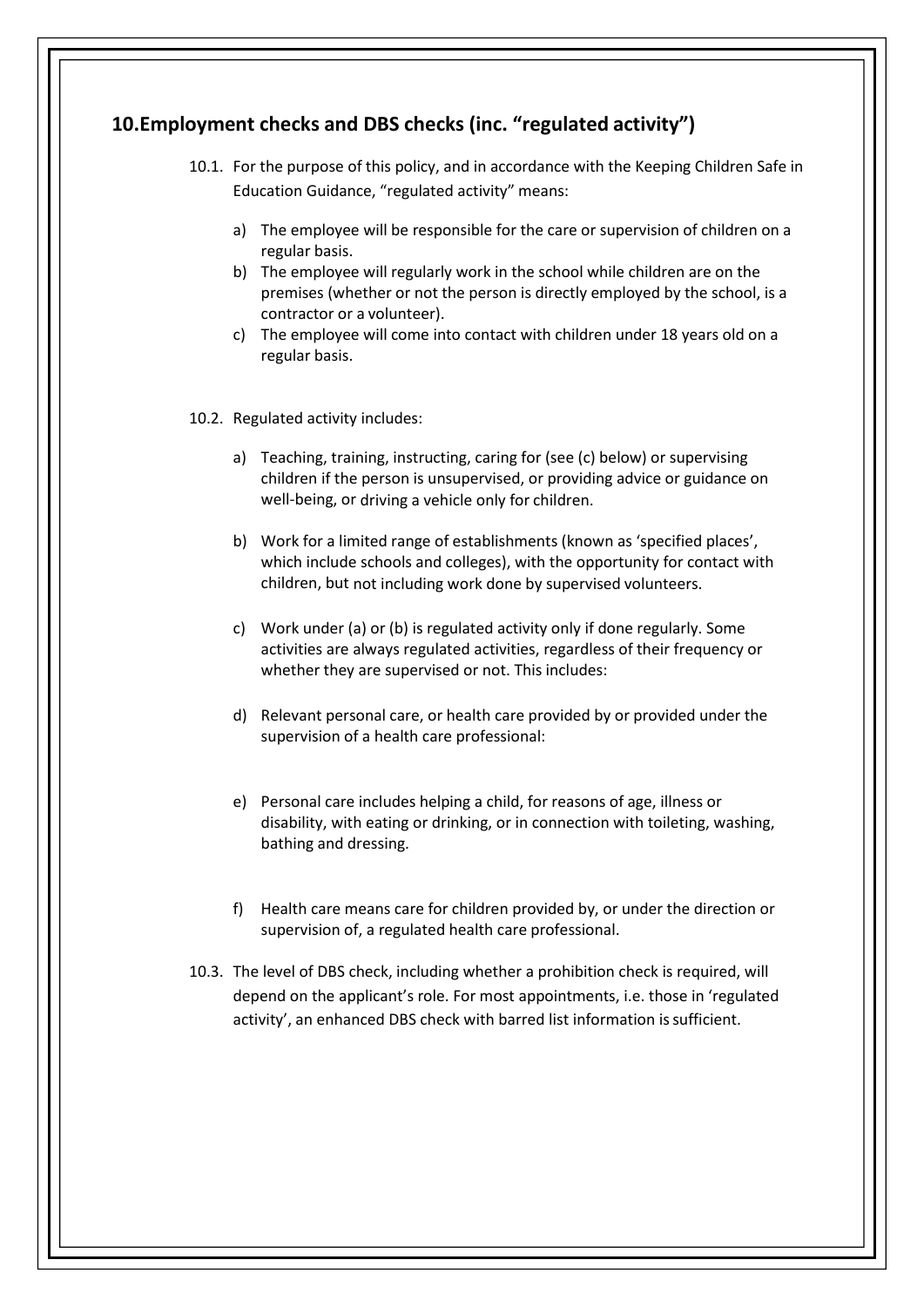## 10.Employment checks and DBS checks (inc. "regulated activity")

10.1. For the purpose of this policy, and in accordance with the Keeping Children Safe in Education Guidance, "regulated activity" means:

a) The employee will be responsible for the care or supervision of children on a regular basis.

b) The employee will regularly work in the school while children are on the premises (whether or not the person is directly employed by the school, is a contractor or a volunteer).

c) The employee will come into contact with children under 18 years old on a regular basis.

10.2. Regulated activity includes:

a) Teaching, training, instructing, caring for (see (c) below) or supervising children if the person is unsupervised, or providing advice or guidance on well-being, or driving a vehicle only for children.

b) Work for a limited range of establishments (known as 'specified places', which include schools and colleges), with the opportunity for contact with children, but not including work done by supervised volunteers.

c) Work under (a) or (b) is regulated activity only if done regularly. Some activities are always regulated activities, regardless of their frequency or whether they are supervised or not. This includes:

d) Relevant personal care, or health care provided by or provided under the supervision of a health care professional:

e) Personal care includes helping a child, for reasons of age, illness or disability, with eating or drinking, or in connection with toileting, washing, bathing and dressing.

f) Health care means care for children provided by, or under the direction or supervision of, a regulated health care professional.

10.3. The level of DBS check, including whether a prohibition check is required, will depend on the applicant's role. For most appointments, i.e. those in 'regulated activity', an enhanced DBS check with barred list information is sufficient.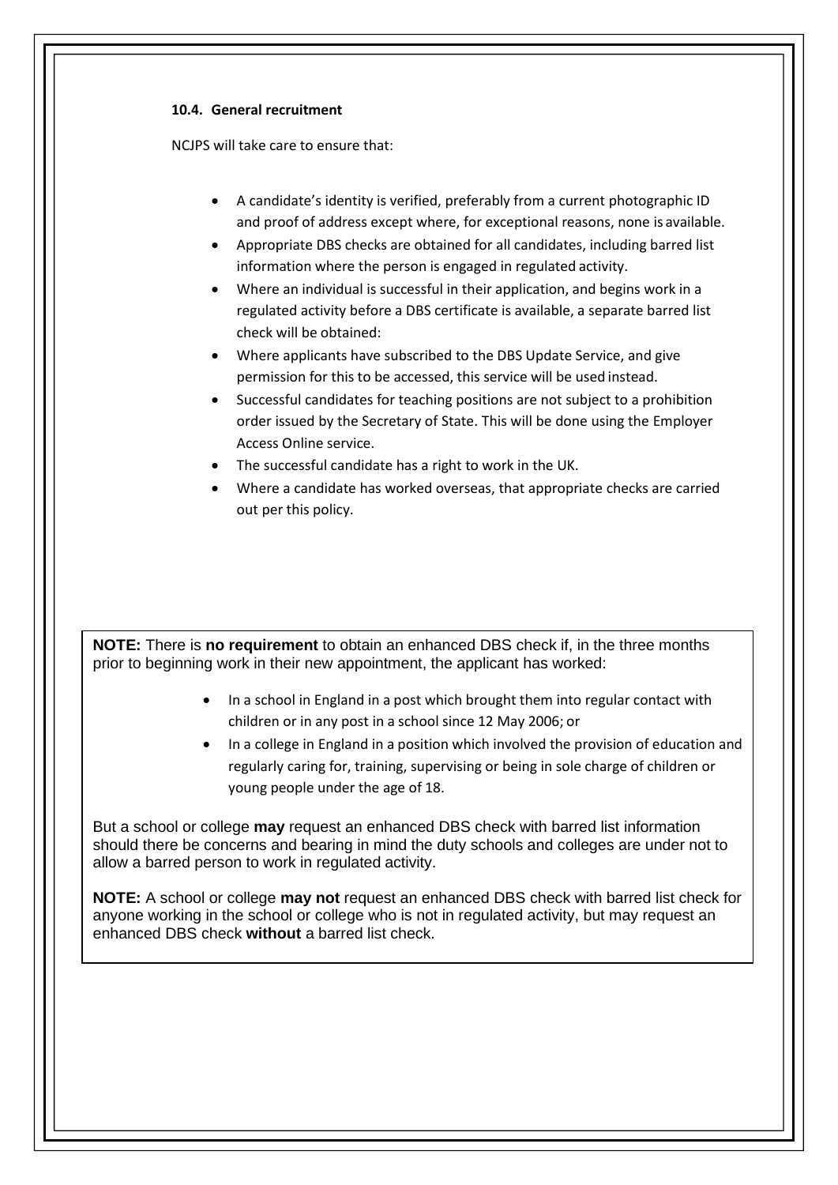#### 10.4. General recruitment

NCJPS will take care to ensure that:

- A candidate's identity is verified, preferably from a current photographic ID and proof of address except where, for exceptional reasons, none is available.
- Appropriate DBS checks are obtained for all candidates, including barred list information where the person is engaged in regulated activity.
- Where an individual is successful in their application, and begins work in a regulated activity before a DBS certificate is available, a separate barred list check will be obtained:
- Where applicants have subscribed to the DBS Update Service, and give permission for this to be accessed, this service will be used instead.
- Successful candidates for teaching positions are not subject to a prohibition order issued by the Secretary of State. This will be done using the Employer Access Online service.
- The successful candidate has a right to work in the UK.
- Where a candidate has worked overseas, that appropriate checks are carried out per this policy.

**NOTE:** There is **no requirement** to obtain an enhanced DBS check if, in the three months prior to beginning work in their new appointment, the applicant has worked:

- In a school in England in a post which brought them into regular contact with children or in any post in a school since 12 May 2006; or
- In a college in England in a position which involved the provision of education and regularly caring for, training, supervising or being in sole charge of children or young people under the age of 18.

But a school or college **may** request an enhanced DBS check with barred list information should there be concerns and bearing in mind the duty schools and colleges are under not to allow a barred person to work in regulated activity.

**NOTE:** A school or college **may not** request an enhanced DBS check with barred list check for anyone working in the school or college who is not in regulated activity, but may request an enhanced DBS check **without** a barred list check.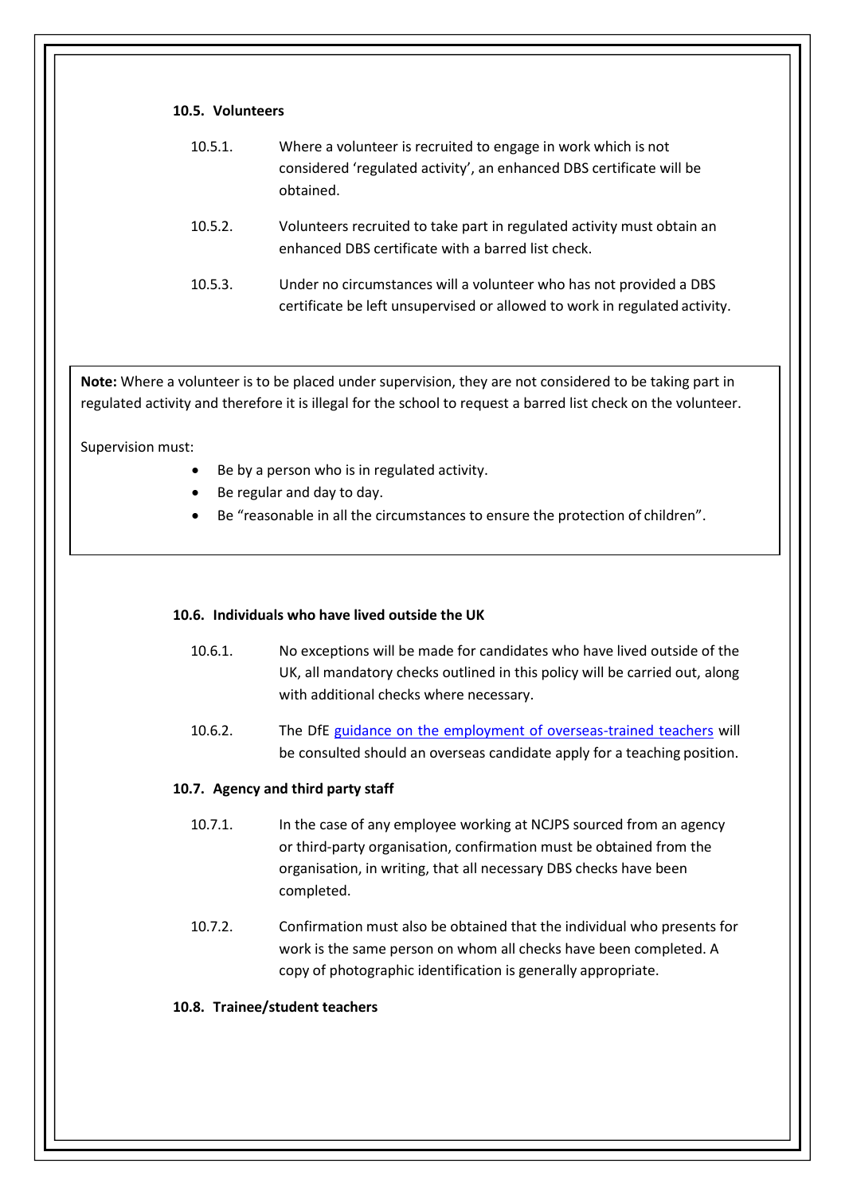### 10.5. Volunteers

10.5.1. Where a volunteer is recruited to engage in work which is not considered 'regulated activity', an enhanced DBS certificate will be obtained.

10.5.2. Volunteers recruited to take part in regulated activity must obtain an enhanced DBS certificate with a barred list check.

10.5.3. Under no circumstances will a volunteer who has not provided a DBS certificate be left unsupervised or allowed to work in regulated activity.

> **Note:** Where a volunteer is to be placed under supervision, they are not considered to be taking part in regulated activity and therefore it is illegal for the school to request a barred list check on the volunteer.
>
> Supervision must:
>
> - Be by a person who is in regulated activity.
> - Be regular and day to day.
> - Be "reasonable in all the circumstances to ensure the protection of children".

### 10.6. Individuals who have lived outside the UK

10.6.1. No exceptions will be made for candidates who have lived outside of the UK, all mandatory checks outlined in this policy will be carried out, along with additional checks where necessary.

10.6.2. The DfE guidance on the employment of overseas-trained teachers will be consulted should an overseas candidate apply for a teaching position.

### 10.7. Agency and third party staff

10.7.1. In the case of any employee working at NCJPS sourced from an agency or third-party organisation, confirmation must be obtained from the organisation, in writing, that all necessary DBS checks have been completed.

10.7.2. Confirmation must also be obtained that the individual who presents for work is the same person on whom all checks have been completed. A copy of photographic identification is generally appropriate.

### 10.8. Trainee/student teachers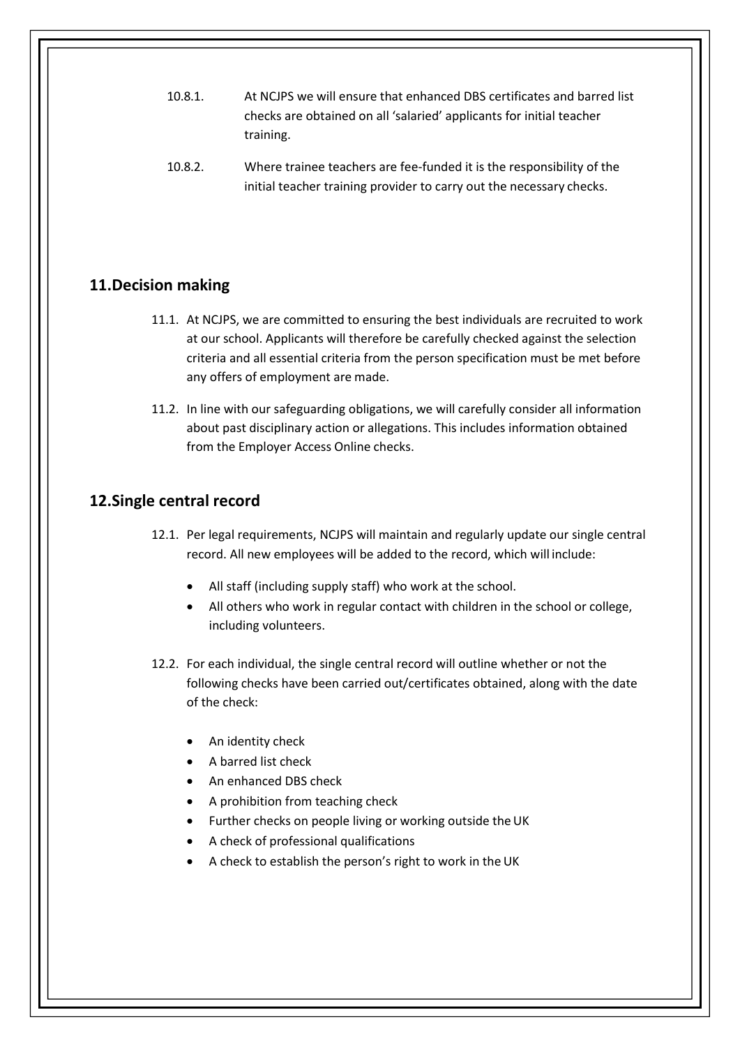10.8.1. At NCJPS we will ensure that enhanced DBS certificates and barred list checks are obtained on all 'salaried' applicants for initial teacher training.

10.8.2. Where trainee teachers are fee-funded it is the responsibility of the initial teacher training provider to carry out the necessary checks.

## 11. Decision making

11.1. At NCJPS, we are committed to ensuring the best individuals are recruited to work at our school. Applicants will therefore be carefully checked against the selection criteria and all essential criteria from the person specification must be met before any offers of employment are made.

11.2. In line with our safeguarding obligations, we will carefully consider all information about past disciplinary action or allegations. This includes information obtained from the Employer Access Online checks.

## 12. Single central record

12.1. Per legal requirements, NCJPS will maintain and regularly update our single central record. All new employees will be added to the record, which will include:

- All staff (including supply staff) who work at the school.
- All others who work in regular contact with children in the school or college, including volunteers.

12.2. For each individual, the single central record will outline whether or not the following checks have been carried out/certificates obtained, along with the date of the check:

- An identity check
- A barred list check
- An enhanced DBS check
- A prohibition from teaching check
- Further checks on people living or working outside the UK
- A check of professional qualifications
- A check to establish the person's right to work in the UK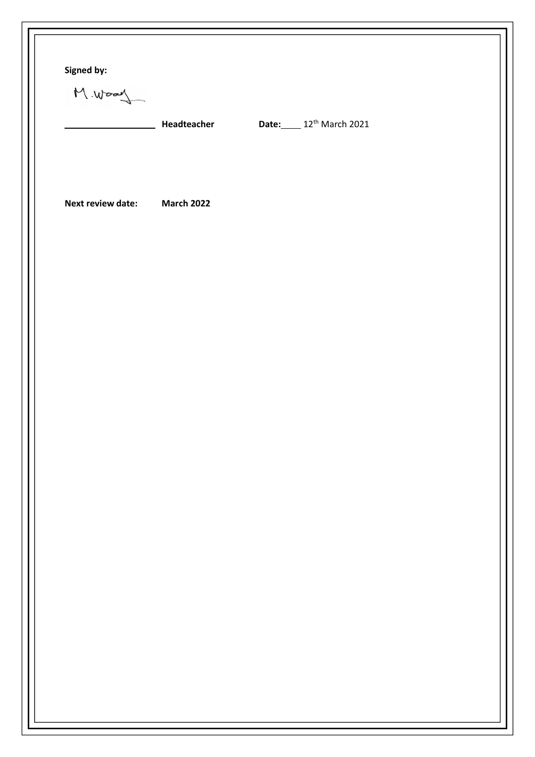**Signed by:**

M.Wood

\_\_\_\_\_\_\_\_\_\_\_\_\_\_\_\_\_\_ **Headteacher** **Date:** 12th March 2021

**Next review date:** **March 2022**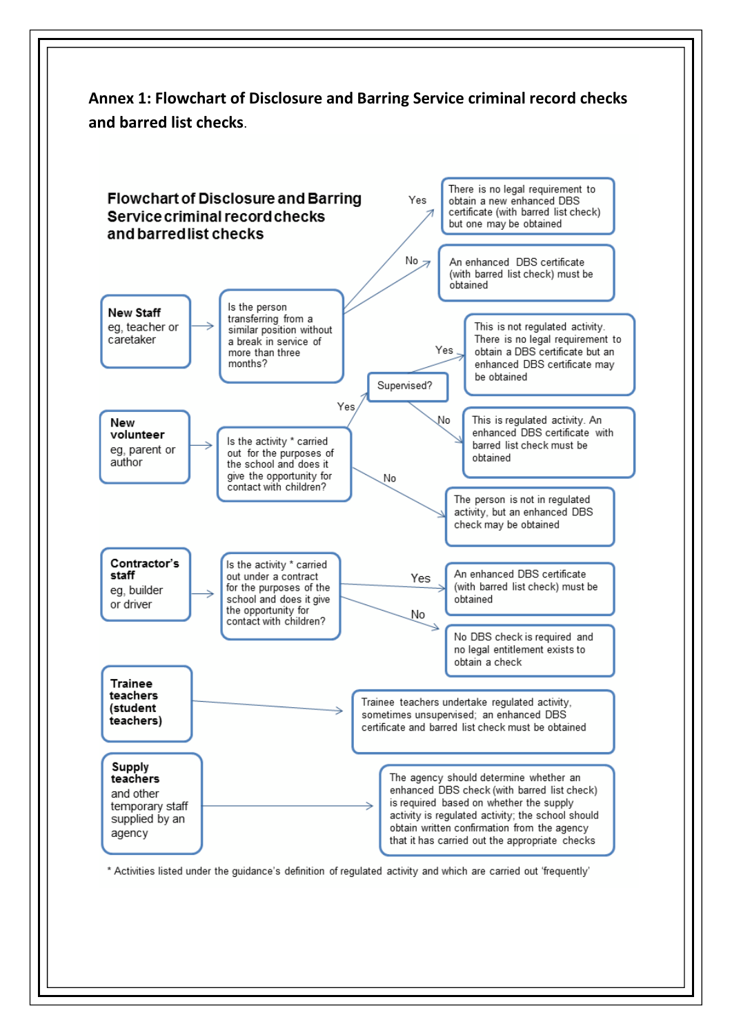**Annex 1: Flowchart of Disclosure and Barring Service criminal record checks and barred list checks.**

**Flowchart of Disclosure and Barring Service criminal record checks and barred list checks**

**New Staff** eg, teacher or caretaker

Is the person transferring from a similar position without a break in service of more than three months?

Yes

There is no legal requirement to obtain a new enhanced DBS certificate (with barred list check) but one may be obtained

No

An enhanced DBS certificate (with barred list check) must be obtained

**New volunteer** eg, parent or author

Is the activity * carried out for the purposes of the school and does it give the opportunity for contact with children?

Yes

Supervised?

Yes

This is not regulated activity. There is no legal requirement to obtain a DBS certificate but an enhanced DBS certificate may be obtained

No

This is regulated activity. An enhanced DBS certificate with barred list check must be obtained

No

The person is not in regulated activity, but an enhanced DBS check may be obtained

**Contractor's staff** eg, builder or driver

Is the activity * carried out under a contract for the purposes of the school and does it give the opportunity for contact with children?

Yes

An enhanced DBS certificate (with barred list check) must be obtained

No

No DBS check is required and no legal entitlement exists to obtain a check

**Trainee teachers (student teachers)**

Trainee teachers undertake regulated activity, sometimes unsupervised; an enhanced DBS certificate and barred list check must be obtained

**Supply teachers** and other temporary staff supplied by an agency

The agency should determine whether an enhanced DBS check (with barred list check) is required based on whether the supply activity is regulated activity; the school should obtain written confirmation from the agency that it has carried out the appropriate checks

\* Activities listed under the guidance's definition of regulated activity and which are carried out 'frequently'